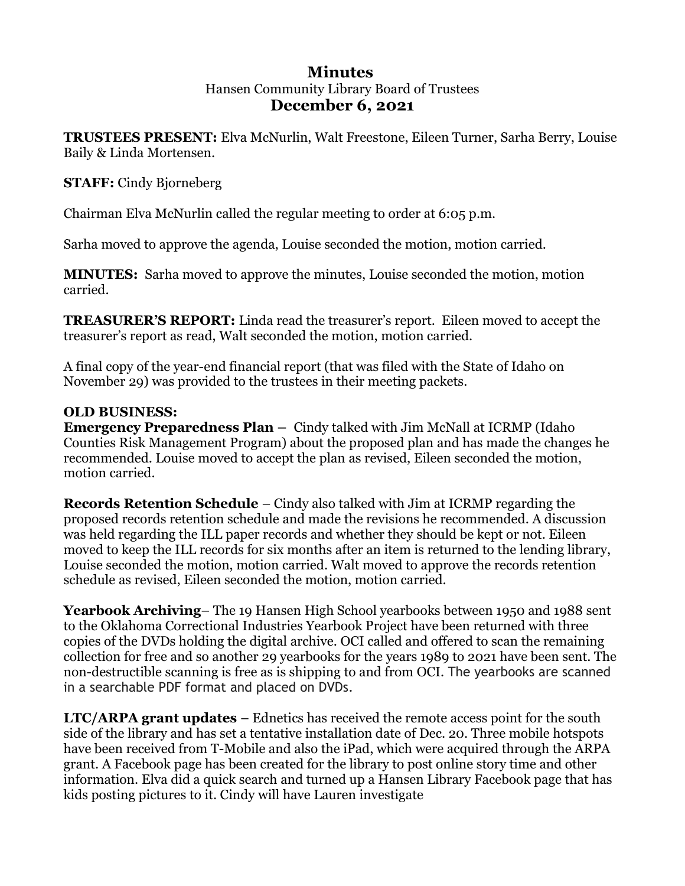# Minutes

Hansen Community Library Board of Trustees

## December 6, 2021

**TRUSTEES PRESENT:** Elva McNurlin, Walt Freestone, Eileen Turner, Sarha Berry, Louise Baily & Linda Mortensen.

**STAFF:** Cindy Bjorneberg

Chairman Elva McNurlin called the regular meeting to order at 6:05 p.m.

Sarha moved to approve the agenda, Louise seconded the motion, motion carried.

**MINUTES:** Sarha moved to approve the minutes, Louise seconded the motion, motion carried.

**TREASURER'S REPORT:** Linda read the treasurer's report. Eileen moved to accept the treasurer's report as read, Walt seconded the motion, motion carried.

A final copy of the year-end financial report (that was filed with the State of Idaho on November 29) was provided to the trustees in their meeting packets.

**OLD BUSINESS:**

**Emergency Preparedness Plan –** Cindy talked with Jim McNall at ICRMP (Idaho Counties Risk Management Program) about the proposed plan and has made the changes he recommended. Louise moved to accept the plan as revised, Eileen seconded the motion, motion carried.

**Records Retention Schedule** – Cindy also talked with Jim at ICRMP regarding the proposed records retention schedule and made the revisions he recommended. A discussion was held regarding the ILL paper records and whether they should be kept or not. Eileen moved to keep the ILL records for six months after an item is returned to the lending library, Louise seconded the motion, motion carried. Walt moved to approve the records retention schedule as revised, Eileen seconded the motion, motion carried.

**Yearbook Archiving**– The 19 Hansen High School yearbooks between 1950 and 1988 sent to the Oklahoma Correctional Industries Yearbook Project have been returned with three copies of the DVDs holding the digital archive. OCI called and offered to scan the remaining collection for free and so another 29 yearbooks for the years 1989 to 2021 have been sent. The non-destructible scanning is free as is shipping to and from OCI. The yearbooks are scanned in a searchable PDF format and placed on DVDs.

**LTC/ARPA grant updates** – Ednetics has received the remote access point for the south side of the library and has set a tentative installation date of Dec. 20. Three mobile hotspots have been received from T-Mobile and also the iPad, which were acquired through the ARPA grant. A Facebook page has been created for the library to post online story time and other information. Elva did a quick search and turned up a Hansen Library Facebook page that has kids posting pictures to it. Cindy will have Lauren investigate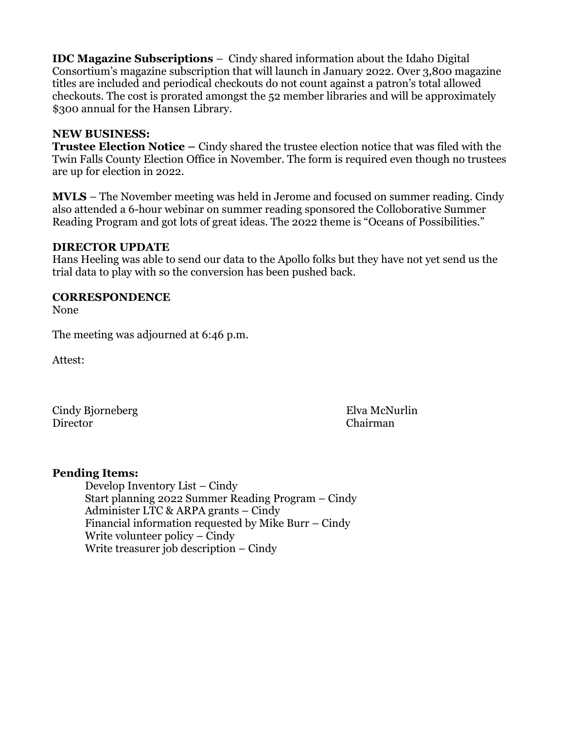**IDC Magazine Subscriptions** – Cindy shared information about the Idaho Digital Consortium's magazine subscription that will launch in January 2022. Over 3,800 magazine titles are included and periodical checkouts do not count against a patron's total allowed checkouts. The cost is prorated amongst the 52 member libraries and will be approximately $300 annual for the Hansen Library.

**NEW BUSINESS:**

**Trustee Election Notice –** Cindy shared the trustee election notice that was filed with the Twin Falls County Election Office in November. The form is required even though no trustees are up for election in 2022.

**MVLS** – The November meeting was held in Jerome and focused on summer reading. Cindy also attended a 6-hour webinar on summer reading sponsored the Colloborative Summer Reading Program and got lots of great ideas. The 2022 theme is "Oceans of Possibilities."

**DIRECTOR UPDATE**

Hans Heeling was able to send our data to the Apollo folks but they have not yet send us the trial data to play with so the conversion has been pushed back.

**CORRESPONDENCE**

None

The meeting was adjourned at 6:46 p.m.

Attest:

Cindy Bjorneberg
Director

Elva McNurlin
Chairman

**Pending Items:**

Develop Inventory List – Cindy
Start planning 2022 Summer Reading Program – Cindy
Administer LTC & ARPA grants – Cindy
Financial information requested by Mike Burr – Cindy
Write volunteer policy – Cindy
Write treasurer job description – Cindy